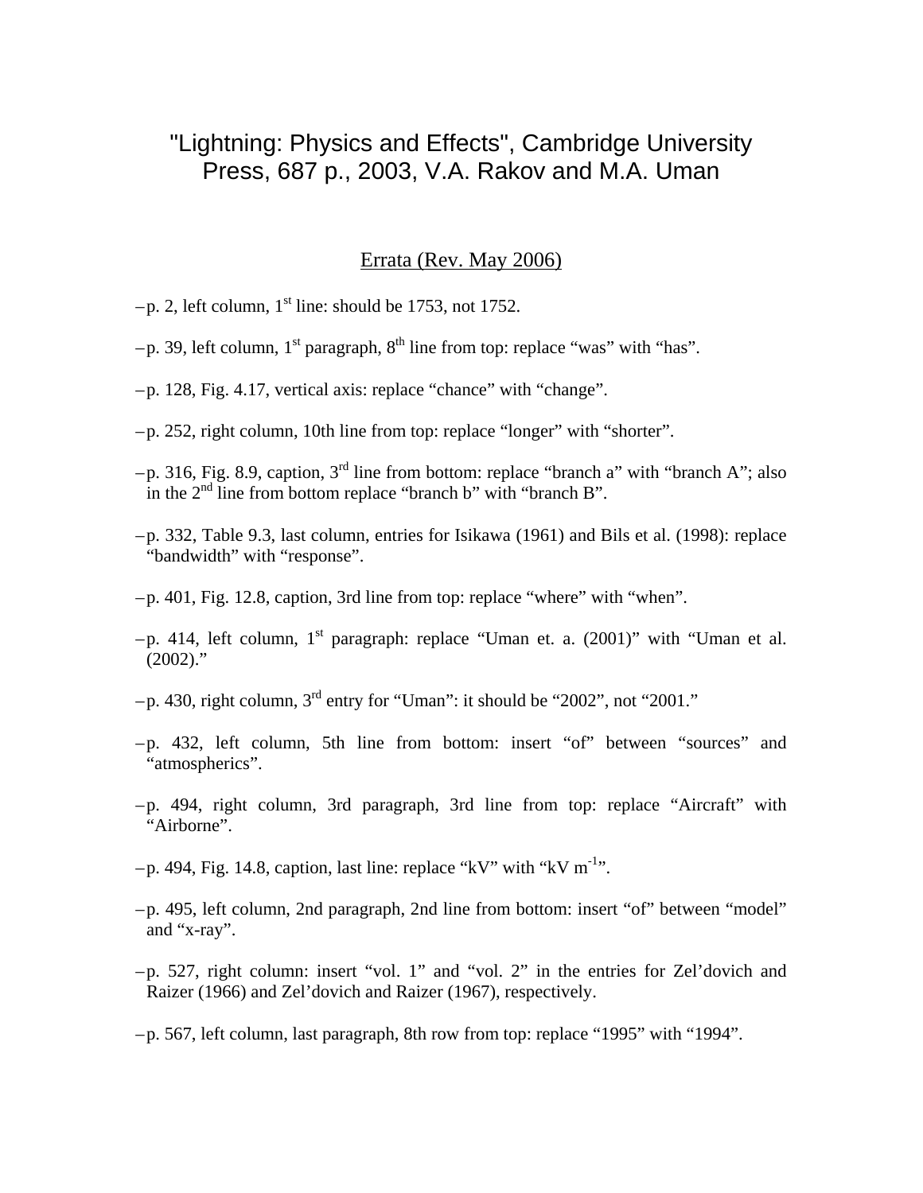# "Lightning: Physics and Effects", Cambridge University Press, 687 p., 2003, V.A. Rakov and M.A. Uman

## Errata (Rev. May 2006)

– p. 2, left column, 1st line: should be 1753, not 1752.

– p. 39, left column, 1st paragraph, 8th line from top: replace "was" with "has".

– p. 128, Fig. 4.17, vertical axis: replace "chance" with "change".

– p. 252, right column, 10th line from top: replace "longer" with "shorter".

– p. 316, Fig. 8.9, caption, 3rd line from bottom: replace "branch a" with "branch A"; also in the 2nd line from bottom replace "branch b" with "branch B".

– p. 332, Table 9.3, last column, entries for Isikawa (1961) and Bils et al. (1998): replace "bandwidth" with "response".

– p. 401, Fig. 12.8, caption, 3rd line from top: replace "where" with "when".

– p. 414, left column, 1st paragraph: replace "Uman et. a. (2001)" with "Uman et al. (2002)."

– p. 430, right column, 3rd entry for "Uman": it should be "2002", not "2001."

– p. 432, left column, 5th line from bottom: insert "of" between "sources" and "atmospherics".

– p. 494, right column, 3rd paragraph, 3rd line from top: replace "Aircraft" with "Airborne".

– p. 494, Fig. 14.8, caption, last line: replace "kV" with "kV $m^{-1}$".

– p. 495, left column, 2nd paragraph, 2nd line from bottom: insert "of" between "model" and "x-ray".

– p. 527, right column: insert "vol. 1" and "vol. 2" in the entries for Zel'dovich and Raizer (1966) and Zel'dovich and Raizer (1967), respectively.

– p. 567, left column, last paragraph, 8th row from top: replace "1995" with "1994".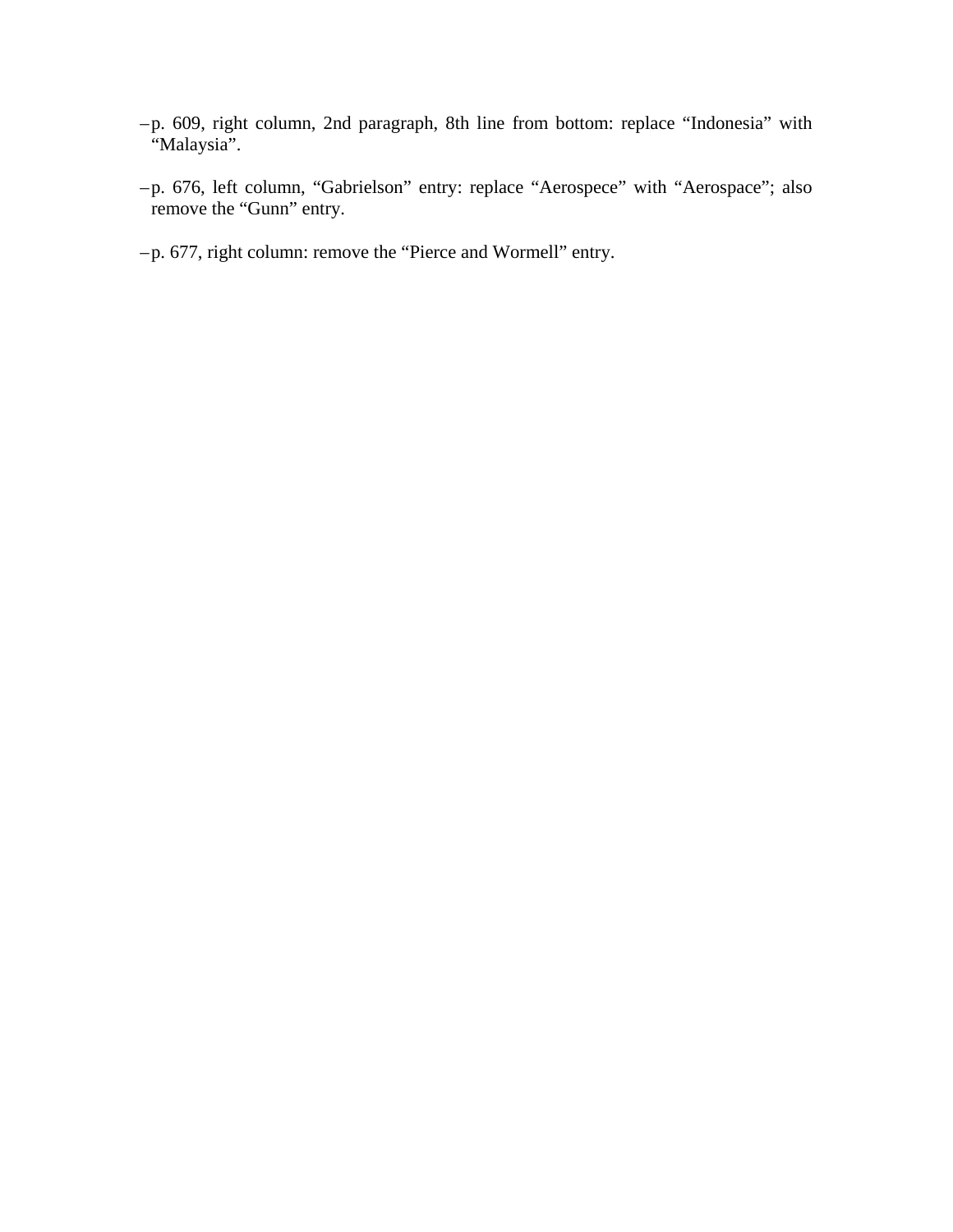- p. 609, right column, 2nd paragraph, 8th line from bottom: replace “Indonesia” with “Malaysia”.

- p. 676, left column, “Gabrielson” entry: replace “Aerospece” with “Aerospace”; also remove the “Gunn” entry.

- p. 677, right column: remove the “Pierce and Wormell” entry.